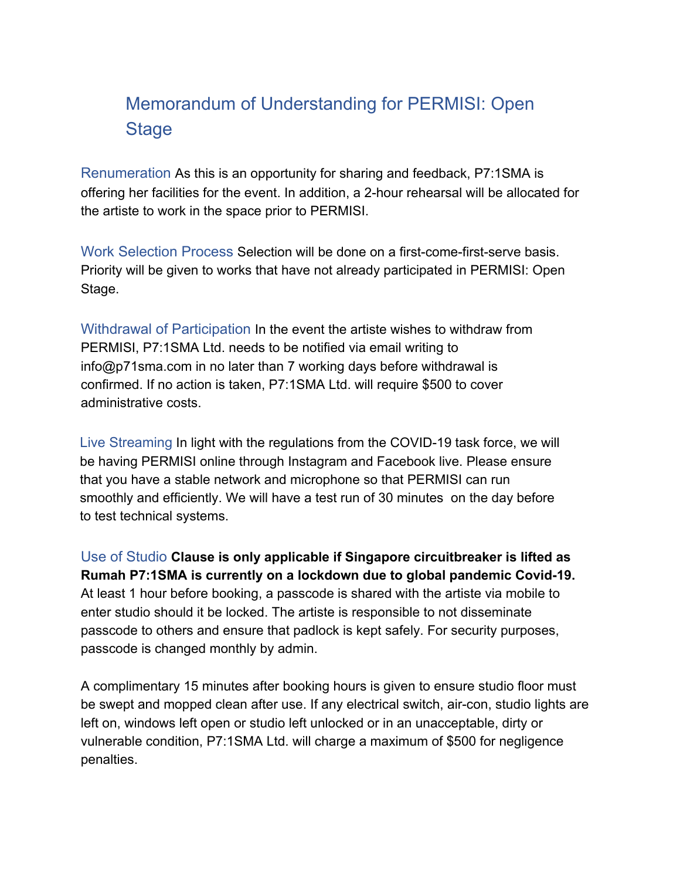# Memorandum of Understanding for PERMISI: Open Stage

**Renumeration** As this is an opportunity for sharing and feedback, P7:1SMA is offering her facilities for the event. In addition, a 2-hour rehearsal will be allocated for the artiste to work in the space prior to PERMISI.

**Work Selection Process** Selection will be done on a first-come-first-serve basis. Priority will be given to works that have not already participated in PERMISI: Open Stage.

**Withdrawal of Participation** In the event the artiste wishes to withdraw from PERMISI, P7:1SMA Ltd. needs to be notified via email writing to info@p71sma.com in no later than 7 working days before withdrawal is confirmed. If no action is taken, P7:1SMA Ltd. will require $500 to cover administrative costs.

**Live Streaming** In light with the regulations from the COVID-19 task force, we will be having PERMISI online through Instagram and Facebook live. Please ensure that you have a stable network and microphone so that PERMISI can run smoothly and efficiently. We will have a test run of 30 minutes on the day before to test technical systems.

**Use of Studio** **Clause is only applicable if Singapore circuitbreaker is lifted as Rumah P7:1SMA is currently on a lockdown due to global pandemic Covid-19.** At least 1 hour before booking, a passcode is shared with the artiste via mobile to enter studio should it be locked. The artiste is responsible to not disseminate passcode to others and ensure that padlock is kept safely. For security purposes, passcode is changed monthly by admin.

A complimentary 15 minutes after booking hours is given to ensure studio floor must be swept and mopped clean after use. If any electrical switch, air-con, studio lights are left on, windows left open or studio left unlocked or in an unacceptable, dirty or vulnerable condition, P7:1SMA Ltd. will charge a maximum of $500 for negligence penalties.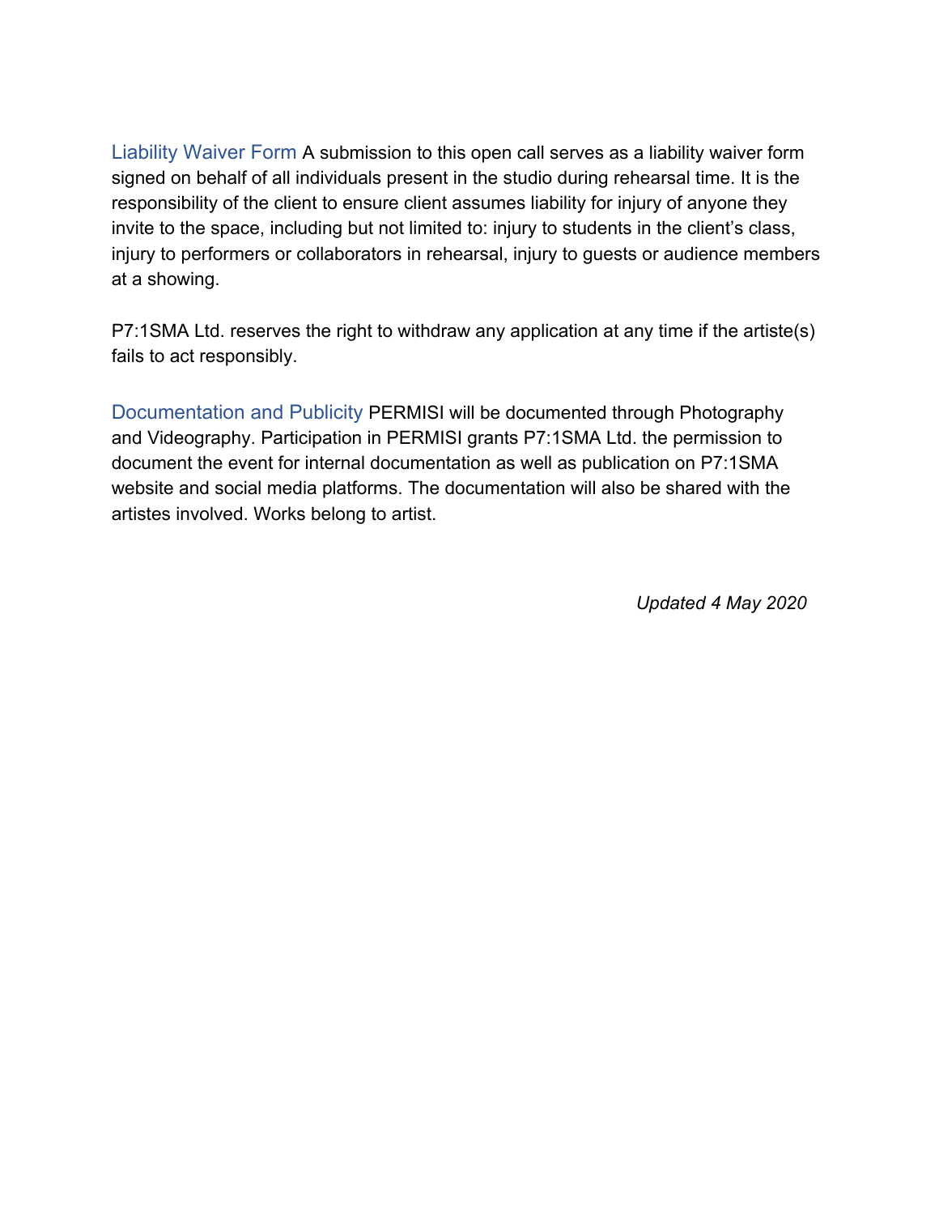**Liability Waiver Form** A submission to this open call serves as a liability waiver form signed on behalf of all individuals present in the studio during rehearsal time. It is the responsibility of the client to ensure client assumes liability for injury of anyone they invite to the space, including but not limited to: injury to students in the client's class, injury to performers or collaborators in rehearsal, injury to guests or audience members at a showing.

P7:1SMA Ltd. reserves the right to withdraw any application at any time if the artiste(s) fails to act responsibly.

**Documentation and Publicity** PERMISI will be documented through Photography and Videography. Participation in PERMISI grants P7:1SMA Ltd. the permission to document the event for internal documentation as well as publication on P7:1SMA website and social media platforms. The documentation will also be shared with the artistes involved. Works belong to artist.

*Updated 4 May 2020*